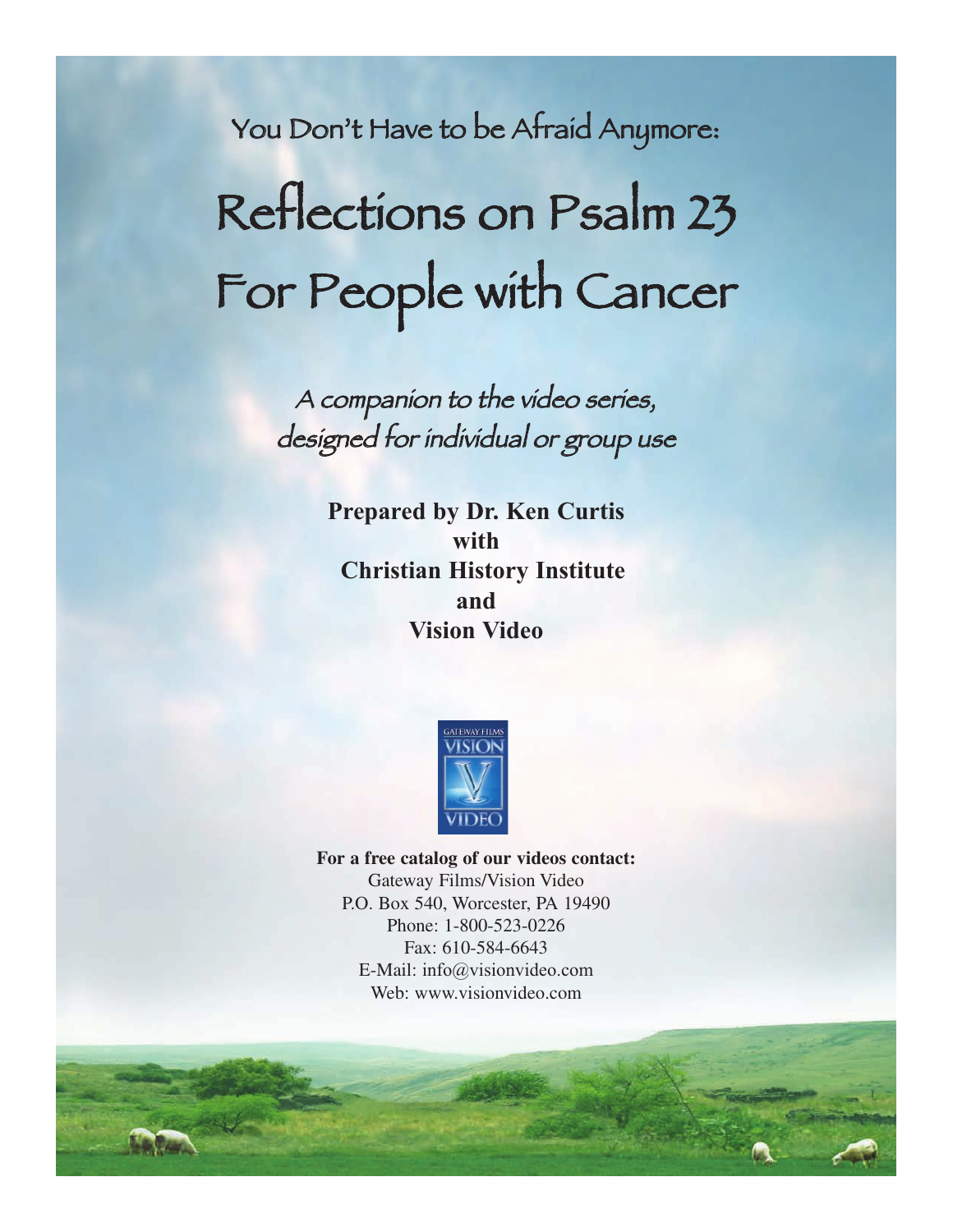You Don't Have to be Afraid Anymore:

# Reflections on Psalm 23 For People with Cancer

*A companion to the video series, designed for individual or group use*

**Prepared by Dr. Ken Curtis**
**with**
**Christian History Institute**
**and**
**Vision Video**

**For a free catalog of our videos contact:**
Gateway Films/Vision Video
P.O. Box 540, Worcester, PA 19490
Phone: 1-800-523-0226
Fax: 610-584-6643
E-Mail: info@visionvideo.com
Web: www.visionvideo.com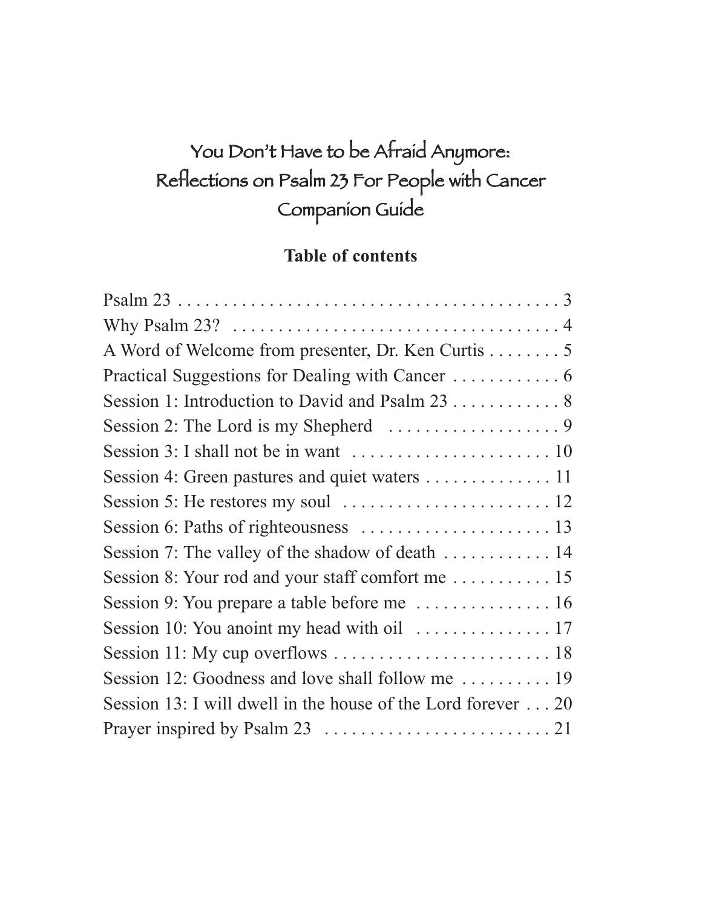# You Don't Have to be Afraid Anymore: Reflections on Psalm 23 For People with Cancer Companion Guide

## Table of contents

Psalm 23 . . . . . . . . . . . . . . . . . . . . . . . . . . . . . . . . . . . . . . . . . . . 3
Why Psalm 23? . . . . . . . . . . . . . . . . . . . . . . . . . . . . . . . . . . . . . 4
A Word of Welcome from presenter, Dr. Ken Curtis . . . . . . . . 5
Practical Suggestions for Dealing with Cancer . . . . . . . . . . . . 6
Session 1: Introduction to David and Psalm 23 . . . . . . . . . . . . 8
Session 2: The Lord is my Shepherd . . . . . . . . . . . . . . . . . . . 9
Session 3: I shall not be in want . . . . . . . . . . . . . . . . . . . . . . 10
Session 4: Green pastures and quiet waters . . . . . . . . . . . . . . 11
Session 5: He restores my soul . . . . . . . . . . . . . . . . . . . . . . . 12
Session 6: Paths of righteousness . . . . . . . . . . . . . . . . . . . . . 13
Session 7: The valley of the shadow of death . . . . . . . . . . . . 14
Session 8: Your rod and your staff comfort me . . . . . . . . . . . 15
Session 9: You prepare a table before me . . . . . . . . . . . . . . . 16
Session 10: You anoint my head with oil . . . . . . . . . . . . . . . 17
Session 11: My cup overflows . . . . . . . . . . . . . . . . . . . . . . . . 18
Session 12: Goodness and love shall follow me . . . . . . . . . . 19
Session 13: I will dwell in the house of the Lord forever . . . 20
Prayer inspired by Psalm 23 . . . . . . . . . . . . . . . . . . . . . . . . . 21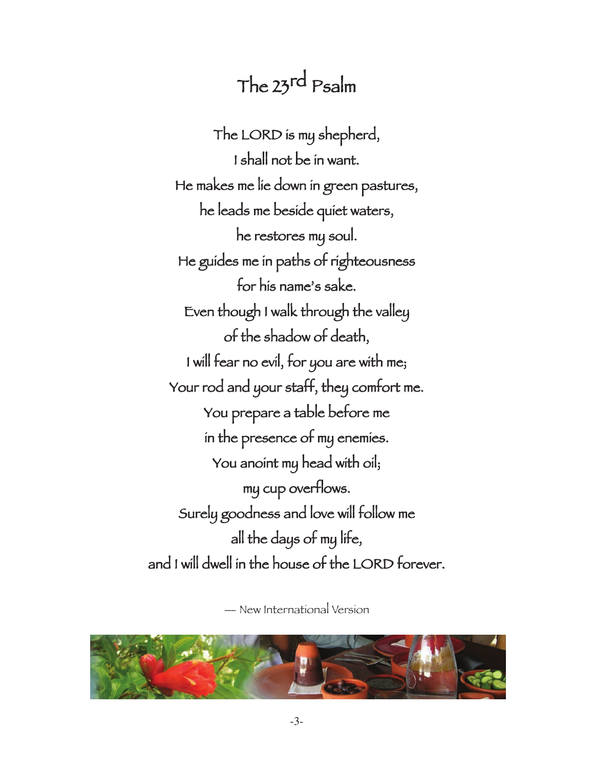# The 23rd Psalm

The LORD is my shepherd,
I shall not be in want.
He makes me lie down in green pastures,
he leads me beside quiet waters,
he restores my soul.
He guides me in paths of righteousness
for his name's sake.
Even though I walk through the valley
of the shadow of death,
I will fear no evil, for you are with me;
Your rod and your staff, they comfort me.
You prepare a table before me
in the presence of my enemies.
You anoint my head with oil;
my cup overflows.
Surely goodness and love will follow me
all the days of my life,
and I will dwell in the house of the LORD forever.

— New International Version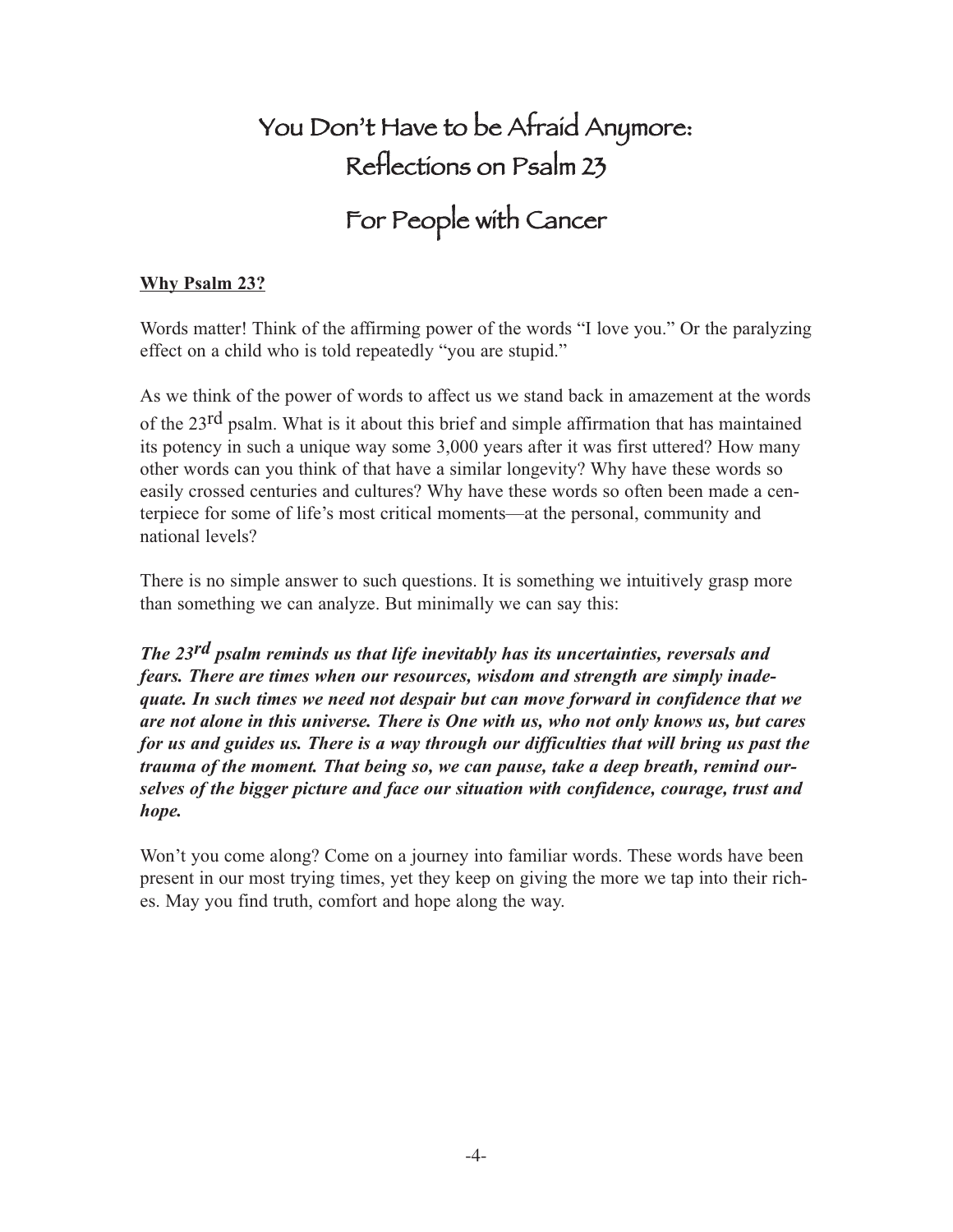# You Don't Have to be Afraid Anymore: Reflections on Psalm 23

# For People with Cancer

**Why Psalm 23?**

Words matter! Think of the affirming power of the words "I love you." Or the paralyzing effect on a child who is told repeatedly "you are stupid."

As we think of the power of words to affect us we stand back in amazement at the words of the 23rd psalm. What is it about this brief and simple affirmation that has maintained its potency in such a unique way some 3,000 years after it was first uttered? How many other words can you think of that have a similar longevity? Why have these words so easily crossed centuries and cultures? Why have these words so often been made a centerpiece for some of life's most critical moments—at the personal, community and national levels?

There is no simple answer to such questions. It is something we intuitively grasp more than something we can analyze. But minimally we can say this:

***The 23rd psalm reminds us that life inevitably has its uncertainties, reversals and fears. There are times when our resources, wisdom and strength are simply inadequate. In such times we need not despair but can move forward in confidence that we are not alone in this universe. There is One with us, who not only knows us, but cares for us and guides us. There is a way through our difficulties that will bring us past the trauma of the moment. That being so, we can pause, take a deep breath, remind ourselves of the bigger picture and face our situation with confidence, courage, trust and hope.***

Won't you come along? Come on a journey into familiar words. These words have been present in our most trying times, yet they keep on giving the more we tap into their riches. May you find truth, comfort and hope along the way.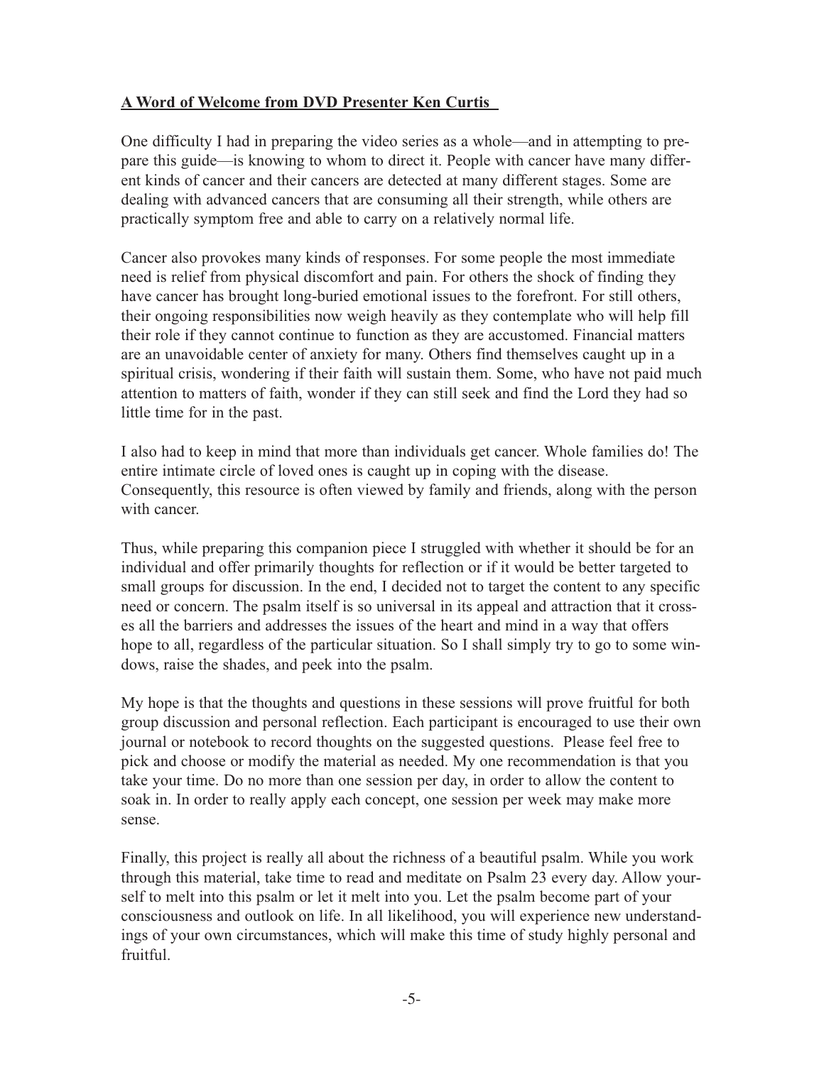**A Word of Welcome from DVD Presenter Ken Curtis**

One difficulty I had in preparing the video series as a whole—and in attempting to prepare this guide—is knowing to whom to direct it. People with cancer have many different kinds of cancer and their cancers are detected at many different stages. Some are dealing with advanced cancers that are consuming all their strength, while others are practically symptom free and able to carry on a relatively normal life.

Cancer also provokes many kinds of responses. For some people the most immediate need is relief from physical discomfort and pain. For others the shock of finding they have cancer has brought long-buried emotional issues to the forefront. For still others, their ongoing responsibilities now weigh heavily as they contemplate who will help fill their role if they cannot continue to function as they are accustomed. Financial matters are an unavoidable center of anxiety for many. Others find themselves caught up in a spiritual crisis, wondering if their faith will sustain them. Some, who have not paid much attention to matters of faith, wonder if they can still seek and find the Lord they had so little time for in the past.

I also had to keep in mind that more than individuals get cancer. Whole families do! The entire intimate circle of loved ones is caught up in coping with the disease. Consequently, this resource is often viewed by family and friends, along with the person with cancer.

Thus, while preparing this companion piece I struggled with whether it should be for an individual and offer primarily thoughts for reflection or if it would be better targeted to small groups for discussion. In the end, I decided not to target the content to any specific need or concern. The psalm itself is so universal in its appeal and attraction that it crosses all the barriers and addresses the issues of the heart and mind in a way that offers hope to all, regardless of the particular situation. So I shall simply try to go to some windows, raise the shades, and peek into the psalm.

My hope is that the thoughts and questions in these sessions will prove fruitful for both group discussion and personal reflection. Each participant is encouraged to use their own journal or notebook to record thoughts on the suggested questions. Please feel free to pick and choose or modify the material as needed. My one recommendation is that you take your time. Do no more than one session per day, in order to allow the content to soak in. In order to really apply each concept, one session per week may make more sense.

Finally, this project is really all about the richness of a beautiful psalm. While you work through this material, take time to read and meditate on Psalm 23 every day. Allow yourself to melt into this psalm or let it melt into you. Let the psalm become part of your consciousness and outlook on life. In all likelihood, you will experience new understandings of your own circumstances, which will make this time of study highly personal and fruitful.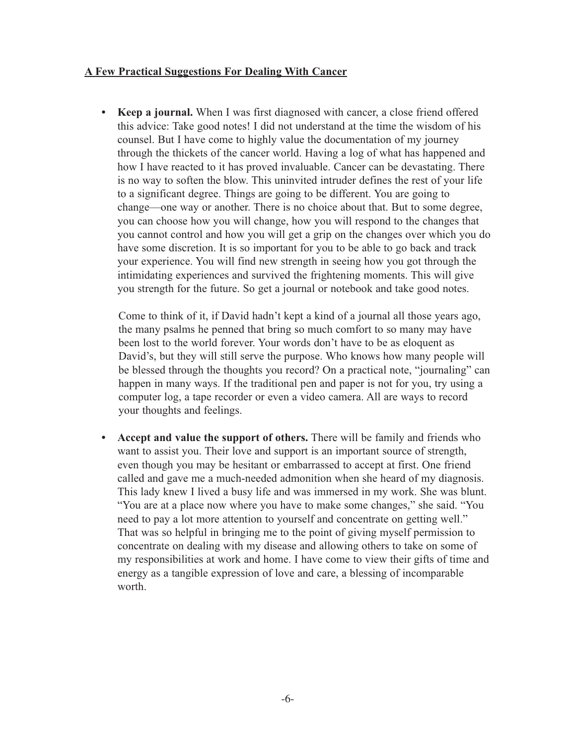## A Few Practical Suggestions For Dealing With Cancer

- **Keep a journal.** When I was first diagnosed with cancer, a close friend offered this advice: Take good notes! I did not understand at the time the wisdom of his counsel. But I have come to highly value the documentation of my journey through the thickets of the cancer world. Having a log of what has happened and how I have reacted to it has proved invaluable. Cancer can be devastating. There is no way to soften the blow. This uninvited intruder defines the rest of your life to a significant degree. Things are going to be different. You are going to change—one way or another. There is no choice about that. But to some degree, you can choose how you will change, how you will respond to the changes that you cannot control and how you will get a grip on the changes over which you do have some discretion. It is so important for you to be able to go back and track your experience. You will find new strength in seeing how you got through the intimidating experiences and survived the frightening moments. This will give you strength for the future. So get a journal or notebook and take good notes.

  Come to think of it, if David hadn't kept a kind of a journal all those years ago, the many psalms he penned that bring so much comfort to so many may have been lost to the world forever. Your words don't have to be as eloquent as David's, but they will still serve the purpose. Who knows how many people will be blessed through the thoughts you record? On a practical note, "journaling" can happen in many ways. If the traditional pen and paper is not for you, try using a computer log, a tape recorder or even a video camera. All are ways to record your thoughts and feelings.

- **Accept and value the support of others.** There will be family and friends who want to assist you. Their love and support is an important source of strength, even though you may be hesitant or embarrassed to accept at first. One friend called and gave me a much-needed admonition when she heard of my diagnosis. This lady knew I lived a busy life and was immersed in my work. She was blunt. "You are at a place now where you have to make some changes," she said. "You need to pay a lot more attention to yourself and concentrate on getting well." That was so helpful in bringing me to the point of giving myself permission to concentrate on dealing with my disease and allowing others to take on some of my responsibilities at work and home. I have come to view their gifts of time and energy as a tangible expression of love and care, a blessing of incomparable worth.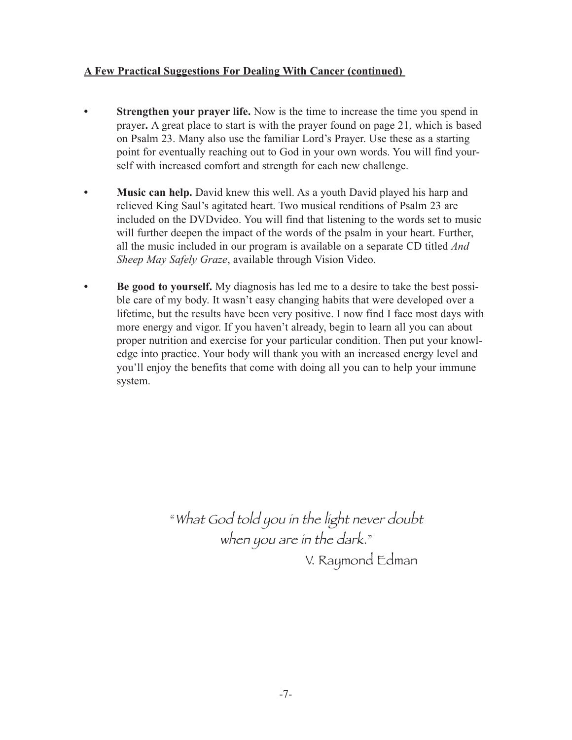**A Few Practical Suggestions For Dealing With Cancer (continued)**

- **Strengthen your prayer life.** Now is the time to increase the time you spend in prayer**.** A great place to start is with the prayer found on page 21, which is based on Psalm 23. Many also use the familiar Lord's Prayer. Use these as a starting point for eventually reaching out to God in your own words. You will find yourself with increased comfort and strength for each new challenge.

- **Music can help.** David knew this well. As a youth David played his harp and relieved King Saul's agitated heart. Two musical renditions of Psalm 23 are included on the DVDvideo. You will find that listening to the words set to music will further deepen the impact of the words of the psalm in your heart. Further, all the music included in our program is available on a separate CD titled *And Sheep May Safely Graze*, available through Vision Video.

- **Be good to yourself.** My diagnosis has led me to a desire to take the best possible care of my body. It wasn't easy changing habits that were developed over a lifetime, but the results have been very positive. I now find I face most days with more energy and vigor. If you haven't already, begin to learn all you can about proper nutrition and exercise for your particular condition. Then put your knowledge into practice. Your body will thank you with an increased energy level and you'll enjoy the benefits that come with doing all you can to help your immune system.

"What God told you in the light never doubt when you are in the dark."
V. Raymond Edman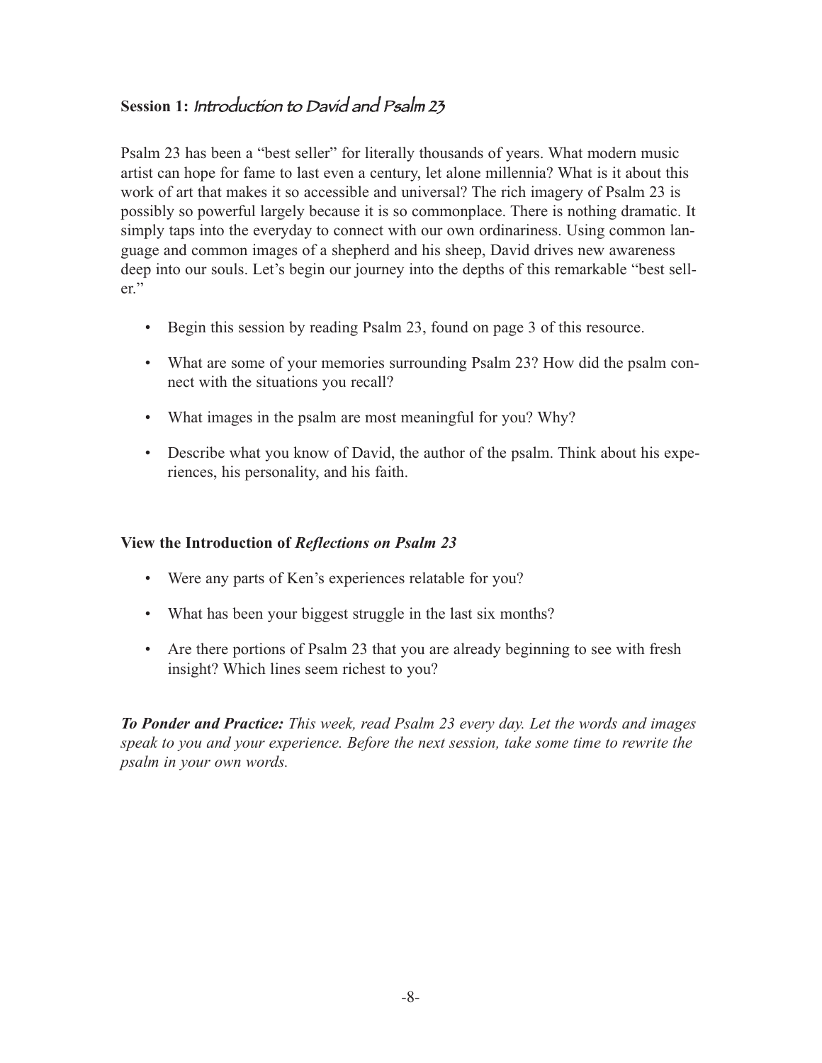## **Session 1:** *Introduction to David and Psalm 23*

Psalm 23 has been a "best seller" for literally thousands of years. What modern music artist can hope for fame to last even a century, let alone millennia? What is it about this work of art that makes it so accessible and universal? The rich imagery of Psalm 23 is possibly so powerful largely because it is so commonplace. There is nothing dramatic. It simply taps into the everyday to connect with our own ordinariness. Using common language and common images of a shepherd and his sheep, David drives new awareness deep into our souls. Let's begin our journey into the depths of this remarkable "best seller."

- Begin this session by reading Psalm 23, found on page 3 of this resource.
- What are some of your memories surrounding Psalm 23? How did the psalm connect with the situations you recall?
- What images in the psalm are most meaningful for you? Why?
- Describe what you know of David, the author of the psalm. Think about his experiences, his personality, and his faith.

### **View the Introduction of *Reflections on Psalm 23***

- Were any parts of Ken's experiences relatable for you?
- What has been your biggest struggle in the last six months?
- Are there portions of Psalm 23 that you are already beginning to see with fresh insight? Which lines seem richest to you?

***To Ponder and Practice:*** *This week, read Psalm 23 every day. Let the words and images speak to you and your experience. Before the next session, take some time to rewrite the psalm in your own words.*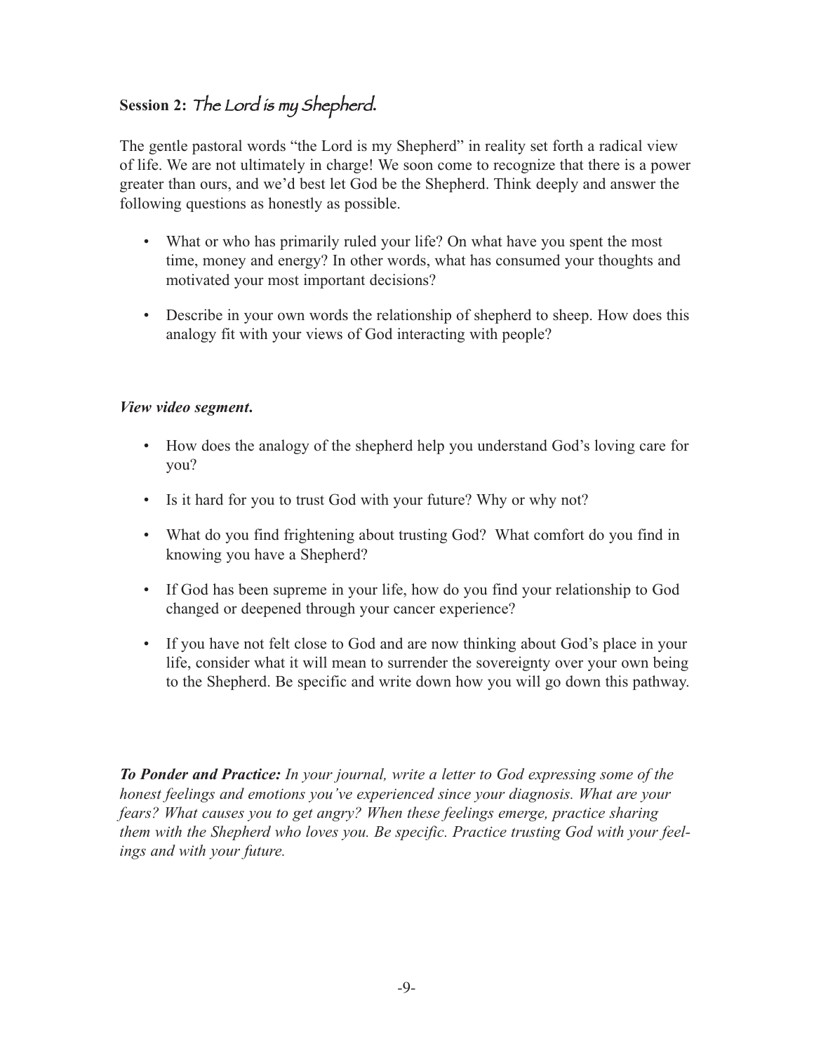## **Session 2:** *The Lord is my Shepherd.*

The gentle pastoral words "the Lord is my Shepherd" in reality set forth a radical view of life. We are not ultimately in charge! We soon come to recognize that there is a power greater than ours, and we'd best let God be the Shepherd. Think deeply and answer the following questions as honestly as possible.

- What or who has primarily ruled your life? On what have you spent the most time, money and energy? In other words, what has consumed your thoughts and motivated your most important decisions?
- Describe in your own words the relationship of shepherd to sheep. How does this analogy fit with your views of God interacting with people?

***View video segment.***

- How does the analogy of the shepherd help you understand God's loving care for you?
- Is it hard for you to trust God with your future? Why or why not?
- What do you find frightening about trusting God? What comfort do you find in knowing you have a Shepherd?
- If God has been supreme in your life, how do you find your relationship to God changed or deepened through your cancer experience?
- If you have not felt close to God and are now thinking about God's place in your life, consider what it will mean to surrender the sovereignty over your own being to the Shepherd. Be specific and write down how you will go down this pathway.

***To Ponder and Practice:*** *In your journal, write a letter to God expressing some of the honest feelings and emotions you've experienced since your diagnosis. What are your fears? What causes you to get angry? When these feelings emerge, practice sharing them with the Shepherd who loves you. Be specific. Practice trusting God with your feelings and with your future.*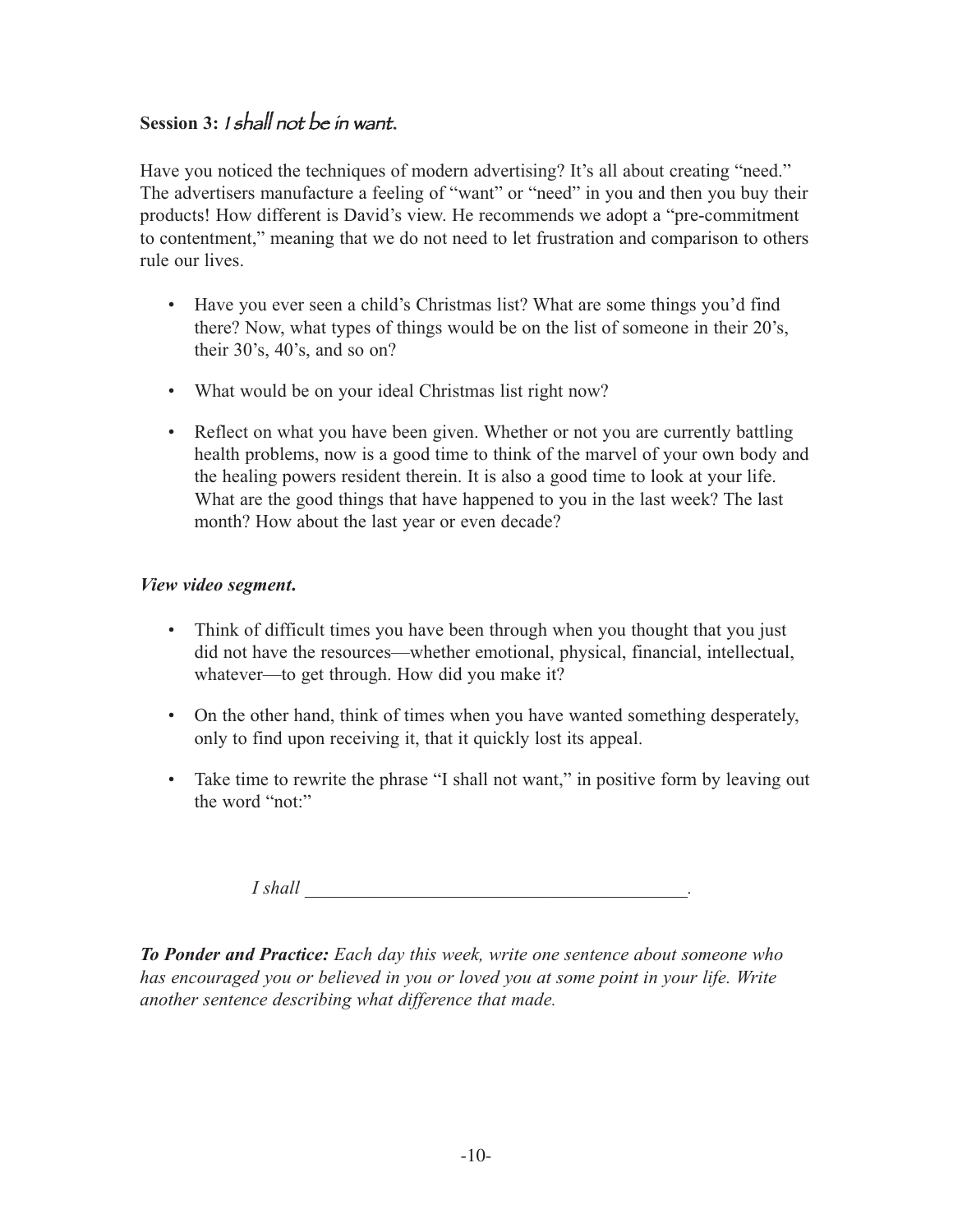## **Session 3:** *I shall not be in want.*

Have you noticed the techniques of modern advertising? It's all about creating "need." The advertisers manufacture a feeling of "want" or "need" in you and then you buy their products! How different is David's view. He recommends we adopt a "pre-commitment to contentment," meaning that we do not need to let frustration and comparison to others rule our lives.

- Have you ever seen a child's Christmas list? What are some things you'd find there? Now, what types of things would be on the list of someone in their 20's, their 30's, 40's, and so on?
- What would be on your ideal Christmas list right now?
- Reflect on what you have been given. Whether or not you are currently battling health problems, now is a good time to think of the marvel of your own body and the healing powers resident therein. It is also a good time to look at your life. What are the good things that have happened to you in the last week? The last month? How about the last year or even decade?

***View video segment.***

- Think of difficult times you have been through when you thought that you just did not have the resources—whether emotional, physical, financial, intellectual, whatever—to get through. How did you make it?
- On the other hand, think of times when you have wanted something desperately, only to find upon receiving it, that it quickly lost its appeal.
- Take time to rewrite the phrase "I shall not want," in positive form by leaving out the word "not:"

*I shall* ________________________________________.

***To Ponder and Practice:*** *Each day this week, write one sentence about someone who has encouraged you or believed in you or loved you at some point in your life. Write another sentence describing what difference that made.*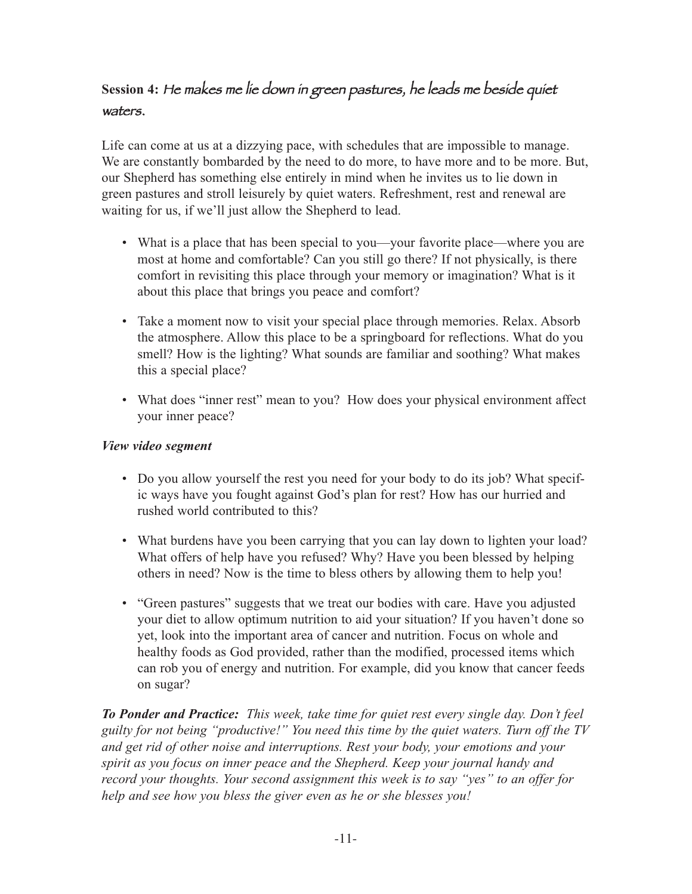## **Session 4:** *He makes me lie down in green pastures, he leads me beside quiet waters.*

Life can come at us at a dizzying pace, with schedules that are impossible to manage. We are constantly bombarded by the need to do more, to have more and to be more. But, our Shepherd has something else entirely in mind when he invites us to lie down in green pastures and stroll leisurely by quiet waters. Refreshment, rest and renewal are waiting for us, if we'll just allow the Shepherd to lead.

- What is a place that has been special to you—your favorite place—where you are most at home and comfortable? Can you still go there? If not physically, is there comfort in revisiting this place through your memory or imagination? What is it about this place that brings you peace and comfort?
- Take a moment now to visit your special place through memories. Relax. Absorb the atmosphere. Allow this place to be a springboard for reflections. What do you smell? How is the lighting? What sounds are familiar and soothing? What makes this a special place?
- What does "inner rest" mean to you? How does your physical environment affect your inner peace?

***View video segment***

- Do you allow yourself the rest you need for your body to do its job? What specific ways have you fought against God's plan for rest? How has our hurried and rushed world contributed to this?
- What burdens have you been carrying that you can lay down to lighten your load? What offers of help have you refused? Why? Have you been blessed by helping others in need? Now is the time to bless others by allowing them to help you!
- "Green pastures" suggests that we treat our bodies with care. Have you adjusted your diet to allow optimum nutrition to aid your situation? If you haven't done so yet, look into the important area of cancer and nutrition. Focus on whole and healthy foods as God provided, rather than the modified, processed items which can rob you of energy and nutrition. For example, did you know that cancer feeds on sugar?

***To Ponder and Practice:*** *This week, take time for quiet rest every single day. Don't feel guilty for not being "productive!" You need this time by the quiet waters. Turn off the TV and get rid of other noise and interruptions. Rest your body, your emotions and your spirit as you focus on inner peace and the Shepherd. Keep your journal handy and record your thoughts. Your second assignment this week is to say "yes" to an offer for help and see how you bless the giver even as he or she blesses you!*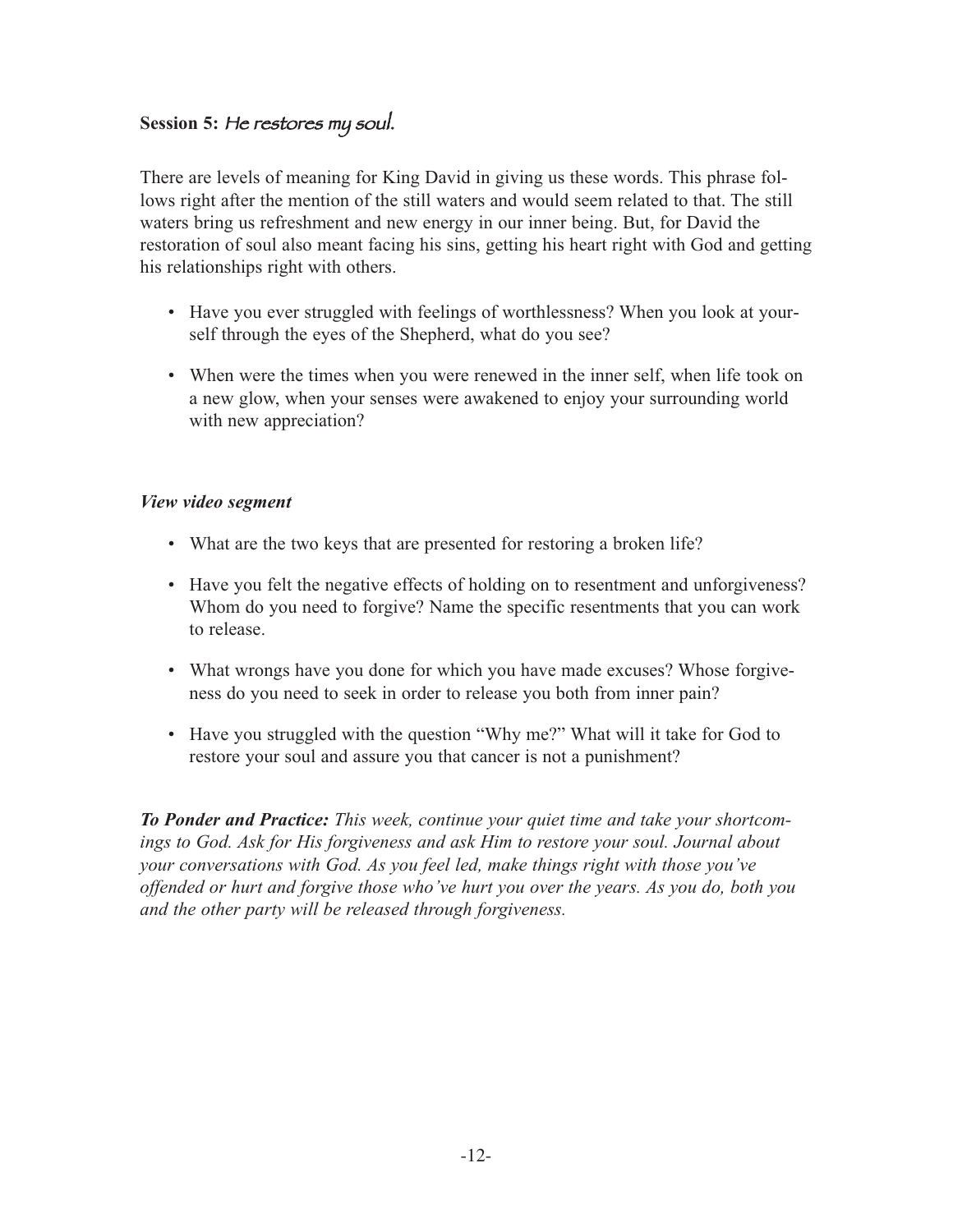## **Session 5:** *He restores my soul.*

There are levels of meaning for King David in giving us these words. This phrase follows right after the mention of the still waters and would seem related to that. The still waters bring us refreshment and new energy in our inner being. But, for David the restoration of soul also meant facing his sins, getting his heart right with God and getting his relationships right with others.

- Have you ever struggled with feelings of worthlessness? When you look at yourself through the eyes of the Shepherd, what do you see?
- When were the times when you were renewed in the inner self, when life took on a new glow, when your senses were awakened to enjoy your surrounding world with new appreciation?

***View video segment***

- What are the two keys that are presented for restoring a broken life?
- Have you felt the negative effects of holding on to resentment and unforgiveness? Whom do you need to forgive? Name the specific resentments that you can work to release.
- What wrongs have you done for which you have made excuses? Whose forgiveness do you need to seek in order to release you both from inner pain?
- Have you struggled with the question "Why me?" What will it take for God to restore your soul and assure you that cancer is not a punishment?

***To Ponder and Practice:*** *This week, continue your quiet time and take your shortcomings to God. Ask for His forgiveness and ask Him to restore your soul. Journal about your conversations with God. As you feel led, make things right with those you've offended or hurt and forgive those who've hurt you over the years. As you do, both you and the other party will be released through forgiveness.*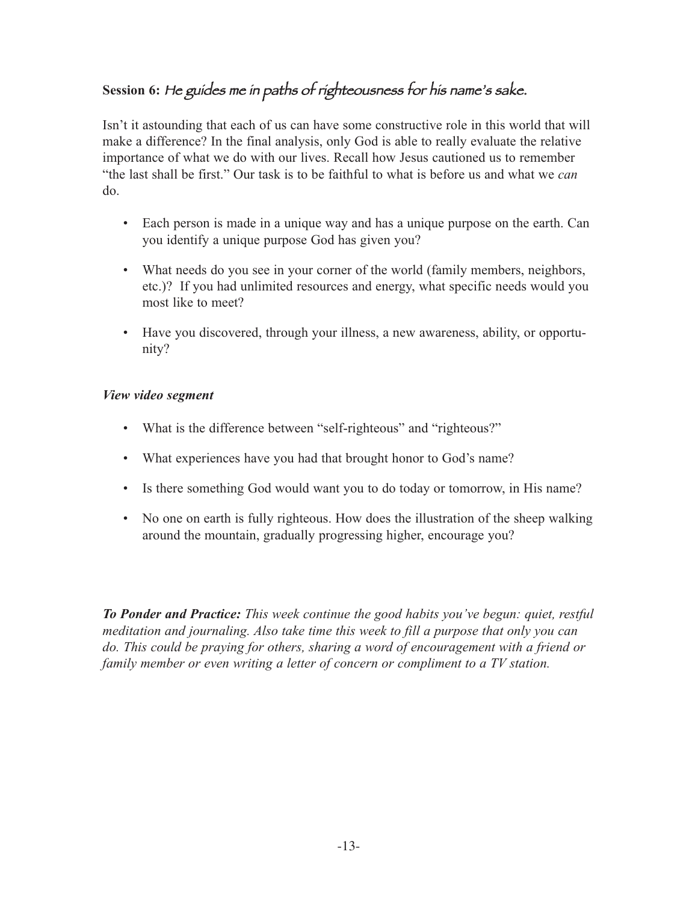## **Session 6:** *He guides me in paths of righteousness for his name's sake.*

Isn't it astounding that each of us can have some constructive role in this world that will make a difference? In the final analysis, only God is able to really evaluate the relative importance of what we do with our lives. Recall how Jesus cautioned us to remember "the last shall be first." Our task is to be faithful to what is before us and what we *can* do.

- Each person is made in a unique way and has a unique purpose on the earth. Can you identify a unique purpose God has given you?
- What needs do you see in your corner of the world (family members, neighbors, etc.)? If you had unlimited resources and energy, what specific needs would you most like to meet?
- Have you discovered, through your illness, a new awareness, ability, or opportunity?

***View video segment***

- What is the difference between "self-righteous" and "righteous?"
- What experiences have you had that brought honor to God's name?
- Is there something God would want you to do today or tomorrow, in His name?
- No one on earth is fully righteous. How does the illustration of the sheep walking around the mountain, gradually progressing higher, encourage you?

***To Ponder and Practice:*** *This week continue the good habits you've begun: quiet, restful meditation and journaling. Also take time this week to fill a purpose that only you can do. This could be praying for others, sharing a word of encouragement with a friend or family member or even writing a letter of concern or compliment to a TV station.*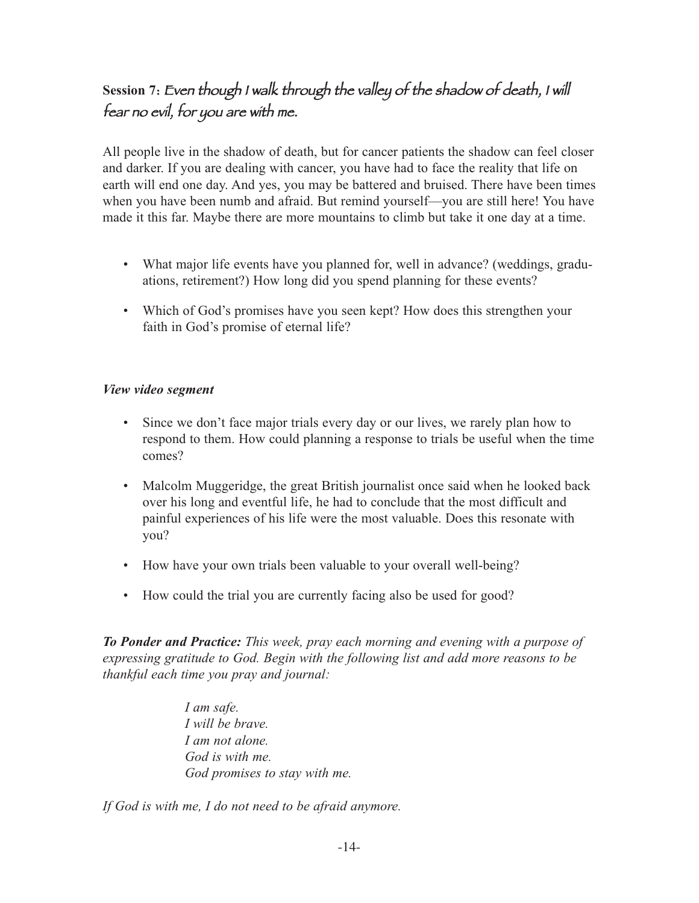## **Session 7:** *Even though I walk through the valley of the shadow of death, I will fear no evil, for you are with me.*

All people live in the shadow of death, but for cancer patients the shadow can feel closer and darker. If you are dealing with cancer, you have had to face the reality that life on earth will end one day. And yes, you may be battered and bruised. There have been times when you have been numb and afraid. But remind yourself—you are still here! You have made it this far. Maybe there are more mountains to climb but take it one day at a time.

- What major life events have you planned for, well in advance? (weddings, graduations, retirement?) How long did you spend planning for these events?
- Which of God's promises have you seen kept? How does this strengthen your faith in God's promise of eternal life?

***View video segment***

- Since we don't face major trials every day or our lives, we rarely plan how to respond to them. How could planning a response to trials be useful when the time comes?
- Malcolm Muggeridge, the great British journalist once said when he looked back over his long and eventful life, he had to conclude that the most difficult and painful experiences of his life were the most valuable. Does this resonate with you?
- How have your own trials been valuable to your overall well-being?
- How could the trial you are currently facing also be used for good?

***To Ponder and Practice:*** *This week, pray each morning and evening with a purpose of expressing gratitude to God. Begin with the following list and add more reasons to be thankful each time you pray and journal:*

> *I am safe.*
> *I will be brave.*
> *I am not alone.*
> *God is with me.*
> *God promises to stay with me.*

*If God is with me, I do not need to be afraid anymore.*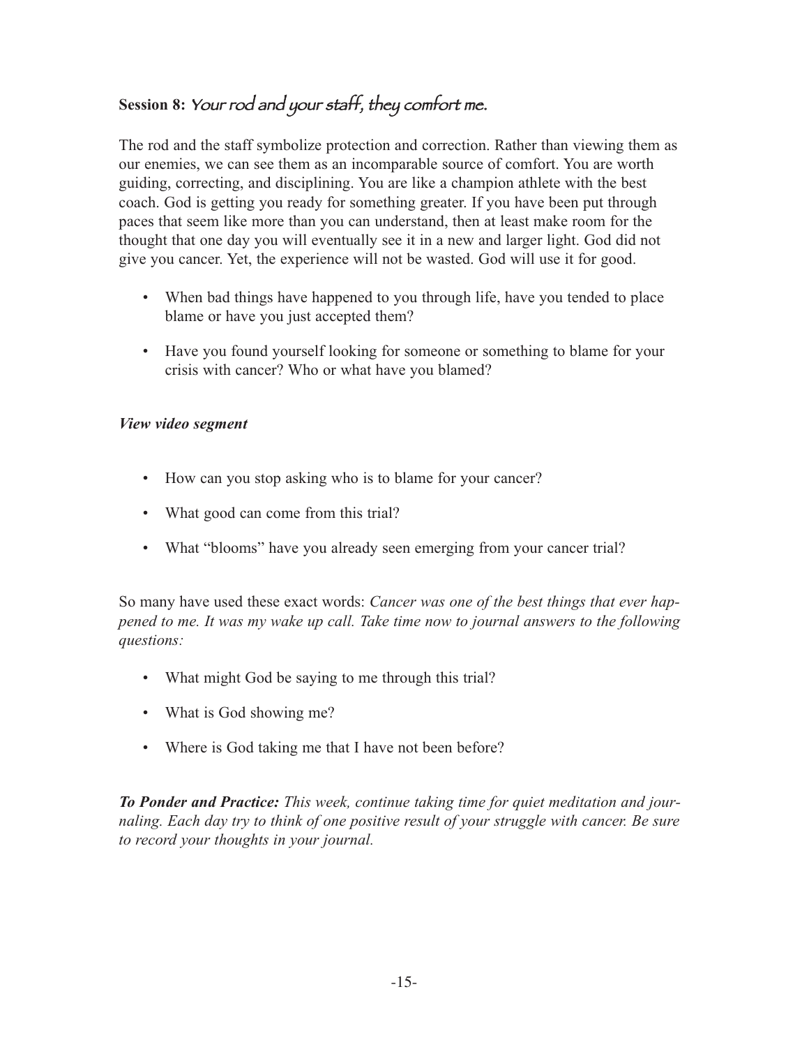## **Session 8:** *Your rod and your staff, they comfort me.*

The rod and the staff symbolize protection and correction. Rather than viewing them as our enemies, we can see them as an incomparable source of comfort. You are worth guiding, correcting, and disciplining. You are like a champion athlete with the best coach. God is getting you ready for something greater. If you have been put through paces that seem like more than you can understand, then at least make room for the thought that one day you will eventually see it in a new and larger light. God did not give you cancer. Yet, the experience will not be wasted. God will use it for good.

- When bad things have happened to you through life, have you tended to place blame or have you just accepted them?
- Have you found yourself looking for someone or something to blame for your crisis with cancer? Who or what have you blamed?

***View video segment***

- How can you stop asking who is to blame for your cancer?
- What good can come from this trial?
- What "blooms" have you already seen emerging from your cancer trial?

So many have used these exact words: *Cancer was one of the best things that ever happened to me. It was my wake up call. Take time now to journal answers to the following questions:*

- What might God be saying to me through this trial?
- What is God showing me?
- Where is God taking me that I have not been before?

***To Ponder and Practice:*** *This week, continue taking time for quiet meditation and journaling. Each day try to think of one positive result of your struggle with cancer. Be sure to record your thoughts in your journal.*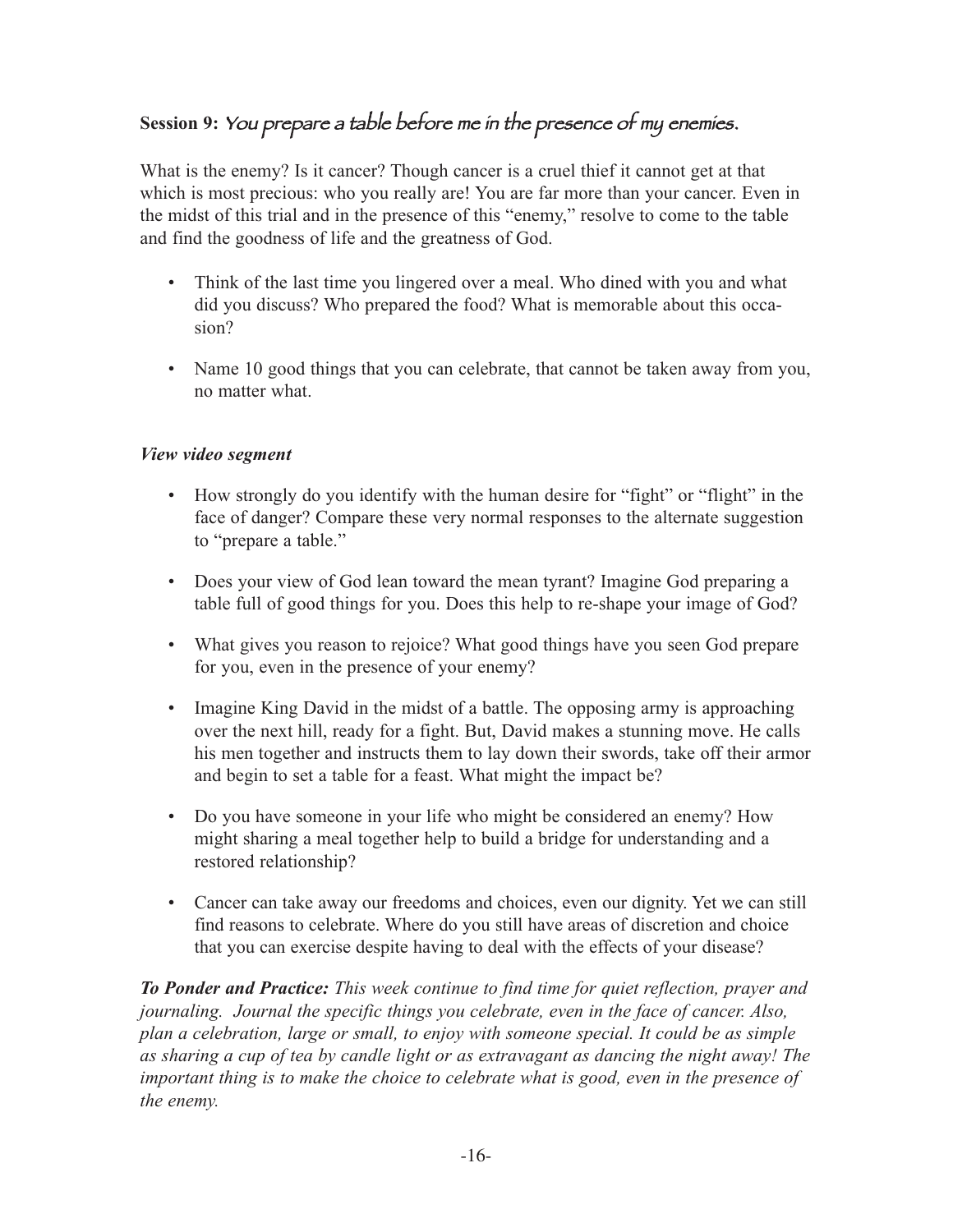## **Session 9:** *You prepare a table before me in the presence of my enemies.*

What is the enemy? Is it cancer? Though cancer is a cruel thief it cannot get at that which is most precious: who you really are! You are far more than your cancer. Even in the midst of this trial and in the presence of this "enemy," resolve to come to the table and find the goodness of life and the greatness of God.

- Think of the last time you lingered over a meal. Who dined with you and what did you discuss? Who prepared the food? What is memorable about this occasion?
- Name 10 good things that you can celebrate, that cannot be taken away from you, no matter what.

***View video segment***

- How strongly do you identify with the human desire for "fight" or "flight" in the face of danger? Compare these very normal responses to the alternate suggestion to "prepare a table."
- Does your view of God lean toward the mean tyrant? Imagine God preparing a table full of good things for you. Does this help to re-shape your image of God?
- What gives you reason to rejoice? What good things have you seen God prepare for you, even in the presence of your enemy?
- Imagine King David in the midst of a battle. The opposing army is approaching over the next hill, ready for a fight. But, David makes a stunning move. He calls his men together and instructs them to lay down their swords, take off their armor and begin to set a table for a feast. What might the impact be?
- Do you have someone in your life who might be considered an enemy? How might sharing a meal together help to build a bridge for understanding and a restored relationship?
- Cancer can take away our freedoms and choices, even our dignity. Yet we can still find reasons to celebrate. Where do you still have areas of discretion and choice that you can exercise despite having to deal with the effects of your disease?

***To Ponder and Practice:*** *This week continue to find time for quiet reflection, prayer and journaling. Journal the specific things you celebrate, even in the face of cancer. Also, plan a celebration, large or small, to enjoy with someone special. It could be as simple as sharing a cup of tea by candle light or as extravagant as dancing the night away! The important thing is to make the choice to celebrate what is good, even in the presence of the enemy.*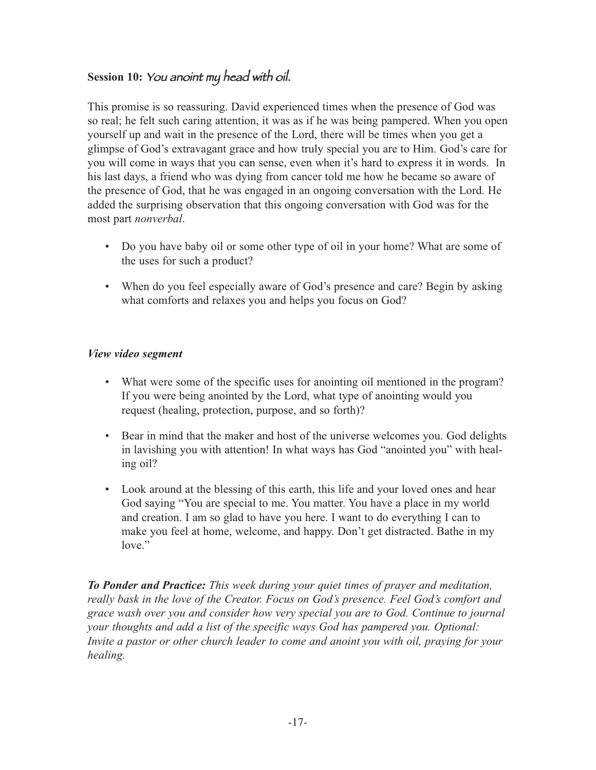## **Session 10:** *You anoint my head with oil.*

This promise is so reassuring. David experienced times when the presence of God was so real; he felt such caring attention, it was as if he was being pampered. When you open yourself up and wait in the presence of the Lord, there will be times when you get a glimpse of God's extravagant grace and how truly special you are to Him. God's care for you will come in ways that you can sense, even when it's hard to express it in words. In his last days, a friend who was dying from cancer told me how he became so aware of the presence of God, that he was engaged in an ongoing conversation with the Lord. He added the surprising observation that this ongoing conversation with God was for the most part *nonverbal*.

- Do you have baby oil or some other type of oil in your home? What are some of the uses for such a product?
- When do you feel especially aware of God's presence and care? Begin by asking what comforts and relaxes you and helps you focus on God?

***View video segment***

- What were some of the specific uses for anointing oil mentioned in the program? If you were being anointed by the Lord, what type of anointing would you request (healing, protection, purpose, and so forth)?
- Bear in mind that the maker and host of the universe welcomes you. God delights in lavishing you with attention! In what ways has God "anointed you" with healing oil?
- Look around at the blessing of this earth, this life and your loved ones and hear God saying "You are special to me. You matter. You have a place in my world and creation. I am so glad to have you here. I want to do everything I can to make you feel at home, welcome, and happy. Don't get distracted. Bathe in my love."

***To Ponder and Practice:*** *This week during your quiet times of prayer and meditation, really bask in the love of the Creator. Focus on God's presence. Feel God's comfort and grace wash over you and consider how very special you are to God. Continue to journal your thoughts and add a list of the specific ways God has pampered you. Optional: Invite a pastor or other church leader to come and anoint you with oil, praying for your healing.*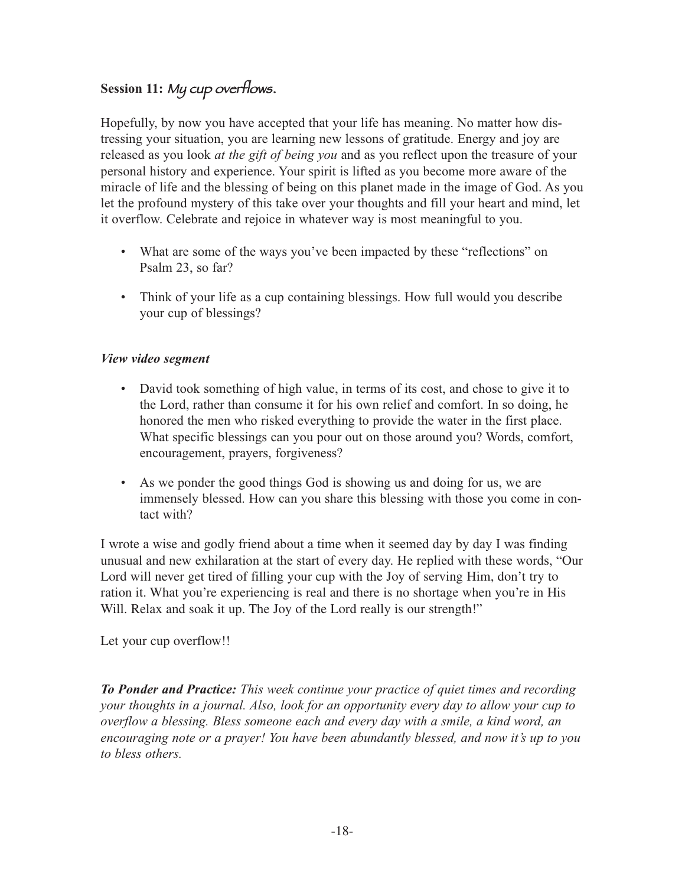## **Session 11:** *My cup overflows.*

Hopefully, by now you have accepted that your life has meaning. No matter how distressing your situation, you are learning new lessons of gratitude. Energy and joy are released as you look *at the gift of being you* and as you reflect upon the treasure of your personal history and experience. Your spirit is lifted as you become more aware of the miracle of life and the blessing of being on this planet made in the image of God. As you let the profound mystery of this take over your thoughts and fill your heart and mind, let it overflow. Celebrate and rejoice in whatever way is most meaningful to you.

- What are some of the ways you've been impacted by these "reflections" on Psalm 23, so far?
- Think of your life as a cup containing blessings. How full would you describe your cup of blessings?

***View video segment***

- David took something of high value, in terms of its cost, and chose to give it to the Lord, rather than consume it for his own relief and comfort. In so doing, he honored the men who risked everything to provide the water in the first place. What specific blessings can you pour out on those around you? Words, comfort, encouragement, prayers, forgiveness?
- As we ponder the good things God is showing us and doing for us, we are immensely blessed. How can you share this blessing with those you come in contact with?

I wrote a wise and godly friend about a time when it seemed day by day I was finding unusual and new exhilaration at the start of every day. He replied with these words, "Our Lord will never get tired of filling your cup with the Joy of serving Him, don't try to ration it. What you're experiencing is real and there is no shortage when you're in His Will. Relax and soak it up. The Joy of the Lord really is our strength!"

Let your cup overflow!!

***To Ponder and Practice:*** *This week continue your practice of quiet times and recording your thoughts in a journal. Also, look for an opportunity every day to allow your cup to overflow a blessing. Bless someone each and every day with a smile, a kind word, an encouraging note or a prayer! You have been abundantly blessed, and now it's up to you to bless others.*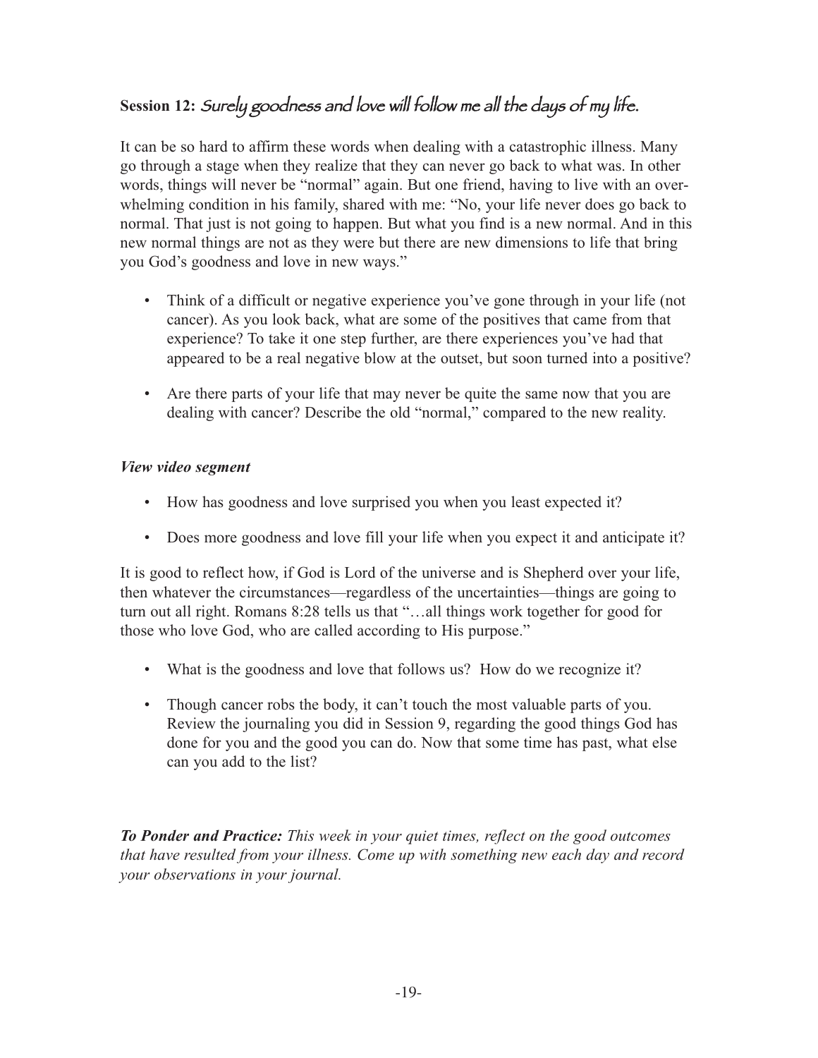## Session 12: *Surely goodness and love will follow me all the days of my life.*

It can be so hard to affirm these words when dealing with a catastrophic illness. Many go through a stage when they realize that they can never go back to what was. In other words, things will never be "normal" again. But one friend, having to live with an overwhelming condition in his family, shared with me: "No, your life never does go back to normal. That just is not going to happen. But what you find is a new normal. And in this new normal things are not as they were but there are new dimensions to life that bring you God's goodness and love in new ways."

- Think of a difficult or negative experience you've gone through in your life (not cancer). As you look back, what are some of the positives that came from that experience? To take it one step further, are there experiences you've had that appeared to be a real negative blow at the outset, but soon turned into a positive?

- Are there parts of your life that may never be quite the same now that you are dealing with cancer? Describe the old "normal," compared to the new reality.

***View video segment***

- How has goodness and love surprised you when you least expected it?

- Does more goodness and love fill your life when you expect it and anticipate it?

It is good to reflect how, if God is Lord of the universe and is Shepherd over your life, then whatever the circumstances—regardless of the uncertainties—things are going to turn out all right. Romans 8:28 tells us that "…all things work together for good for those who love God, who are called according to His purpose."

- What is the goodness and love that follows us? How do we recognize it?

- Though cancer robs the body, it can't touch the most valuable parts of you. Review the journaling you did in Session 9, regarding the good things God has done for you and the good you can do. Now that some time has past, what else can you add to the list?

***To Ponder and Practice:*** *This week in your quiet times, reflect on the good outcomes that have resulted from your illness. Come up with something new each day and record your observations in your journal.*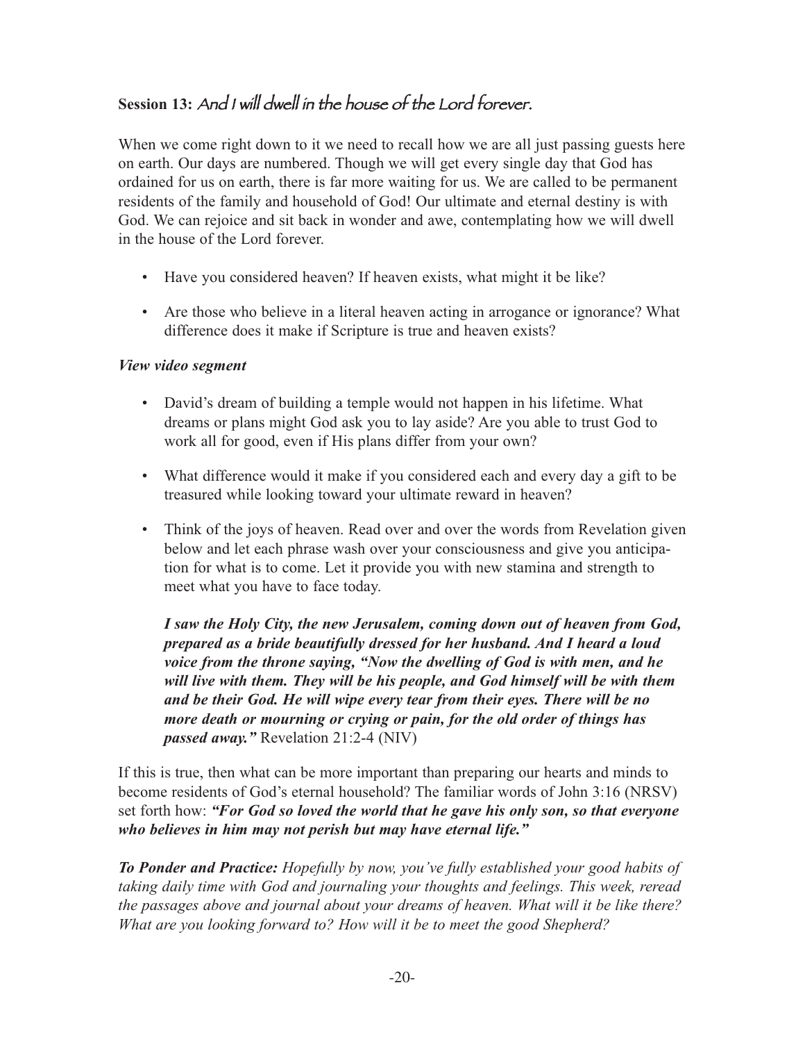## **Session 13:** *And I will dwell in the house of the Lord forever.*

When we come right down to it we need to recall how we are all just passing guests here on earth. Our days are numbered. Though we will get every single day that God has ordained for us on earth, there is far more waiting for us. We are called to be permanent residents of the family and household of God! Our ultimate and eternal destiny is with God. We can rejoice and sit back in wonder and awe, contemplating how we will dwell in the house of the Lord forever.

- Have you considered heaven? If heaven exists, what might it be like?
- Are those who believe in a literal heaven acting in arrogance or ignorance? What difference does it make if Scripture is true and heaven exists?

***View video segment***

- David's dream of building a temple would not happen in his lifetime. What dreams or plans might God ask you to lay aside? Are you able to trust God to work all for good, even if His plans differ from your own?
- What difference would it make if you considered each and every day a gift to be treasured while looking toward your ultimate reward in heaven?
- Think of the joys of heaven. Read over and over the words from Revelation given below and let each phrase wash over your consciousness and give you anticipation for what is to come. Let it provide you with new stamina and strength to meet what you have to face today.

  ***I saw the Holy City, the new Jerusalem, coming down out of heaven from God, prepared as a bride beautifully dressed for her husband. And I heard a loud voice from the throne saying, "Now the dwelling of God is with men, and he will live with them. They will be his people, and God himself will be with them and be their God. He will wipe every tear from their eyes. There will be no more death or mourning or crying or pain, for the old order of things has passed away."*** Revelation 21:2-4 (NIV)

If this is true, then what can be more important than preparing our hearts and minds to become residents of God's eternal household? The familiar words of John 3:16 (NRSV) set forth how: ***"For God so loved the world that he gave his only son, so that everyone who believes in him may not perish but may have eternal life."***

***To Ponder and Practice:*** *Hopefully by now, you've fully established your good habits of taking daily time with God and journaling your thoughts and feelings. This week, reread the passages above and journal about your dreams of heaven. What will it be like there? What are you looking forward to? How will it be to meet the good Shepherd?*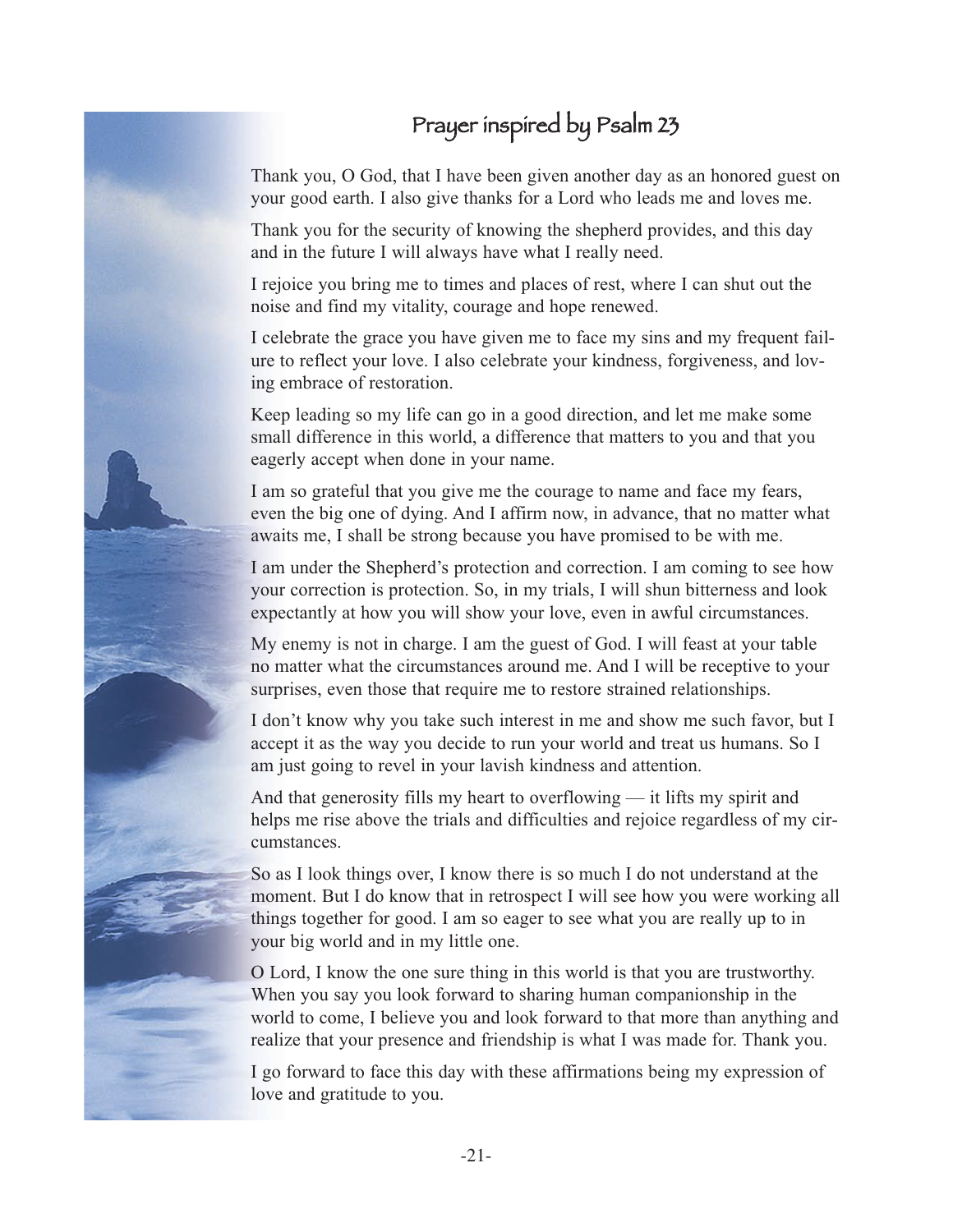# Prayer inspired by Psalm 23

Thank you, O God, that I have been given another day as an honored guest on your good earth. I also give thanks for a Lord who leads me and loves me.

Thank you for the security of knowing the shepherd provides, and this day and in the future I will always have what I really need.

I rejoice you bring me to times and places of rest, where I can shut out the noise and find my vitality, courage and hope renewed.

I celebrate the grace you have given me to face my sins and my frequent failure to reflect your love. I also celebrate your kindness, forgiveness, and loving embrace of restoration.

Keep leading so my life can go in a good direction, and let me make some small difference in this world, a difference that matters to you and that you eagerly accept when done in your name.

I am so grateful that you give me the courage to name and face my fears, even the big one of dying. And I affirm now, in advance, that no matter what awaits me, I shall be strong because you have promised to be with me.

I am under the Shepherd's protection and correction. I am coming to see how your correction is protection. So, in my trials, I will shun bitterness and look expectantly at how you will show your love, even in awful circumstances.

My enemy is not in charge. I am the guest of God. I will feast at your table no matter what the circumstances around me. And I will be receptive to your surprises, even those that require me to restore strained relationships.

I don't know why you take such interest in me and show me such favor, but I accept it as the way you decide to run your world and treat us humans. So I am just going to revel in your lavish kindness and attention.

And that generosity fills my heart to overflowing — it lifts my spirit and helps me rise above the trials and difficulties and rejoice regardless of my circumstances.

So as I look things over, I know there is so much I do not understand at the moment. But I do know that in retrospect I will see how you were working all things together for good. I am so eager to see what you are really up to in your big world and in my little one.

O Lord, I know the one sure thing in this world is that you are trustworthy. When you say you look forward to sharing human companionship in the world to come, I believe you and look forward to that more than anything and realize that your presence and friendship is what I was made for. Thank you.

I go forward to face this day with these affirmations being my expression of love and gratitude to you.